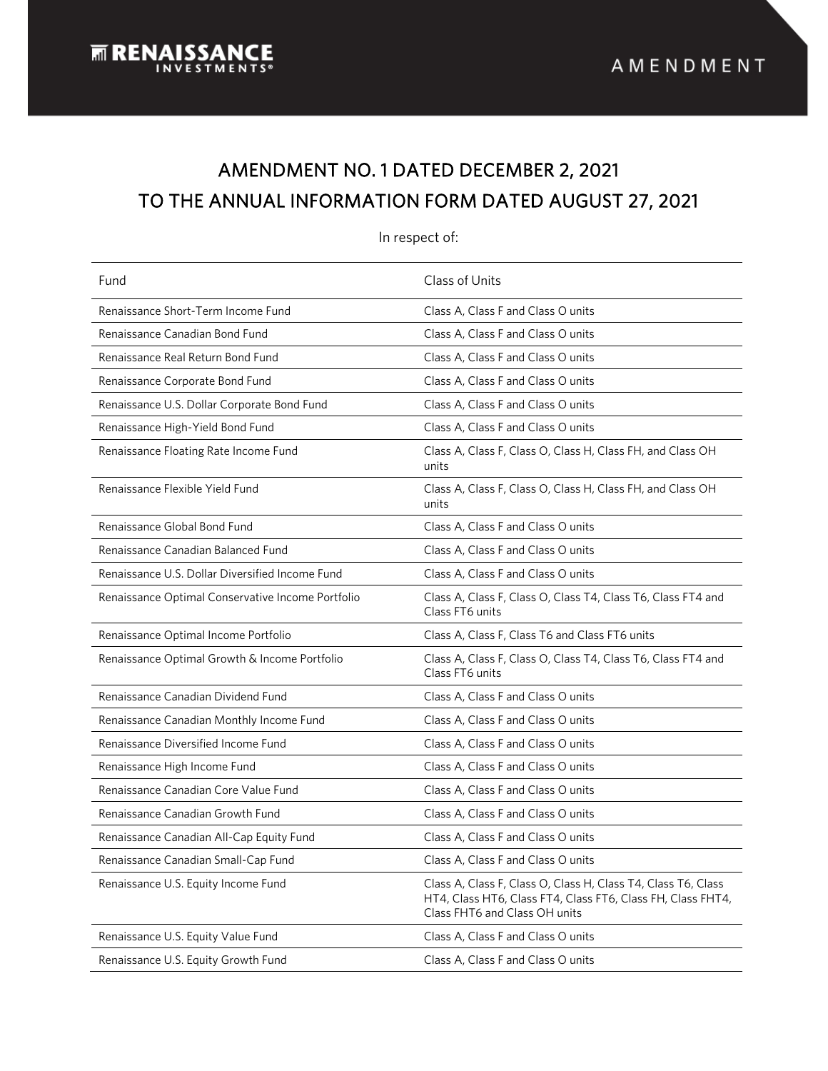# AMENDMENT NO. 1 DATED DECEMBER 2, 2021
# TO THE ANNUAL INFORMATION FORM DATED AUGUST 27, 2021

In respect of:

| Fund | Class of Units |
|---|---|
| Renaissance Short-Term Income Fund | Class A, Class F and Class O units |
| Renaissance Canadian Bond Fund | Class A, Class F and Class O units |
| Renaissance Real Return Bond Fund | Class A, Class F and Class O units |
| Renaissance Corporate Bond Fund | Class A, Class F and Class O units |
| Renaissance U.S. Dollar Corporate Bond Fund | Class A, Class F and Class O units |
| Renaissance High-Yield Bond Fund | Class A, Class F and Class O units |
| Renaissance Floating Rate Income Fund | Class A, Class F, Class O, Class H, Class FH, and Class OH units |
| Renaissance Flexible Yield Fund | Class A, Class F, Class O, Class H, Class FH, and Class OH units |
| Renaissance Global Bond Fund | Class A, Class F and Class O units |
| Renaissance Canadian Balanced Fund | Class A, Class F and Class O units |
| Renaissance U.S. Dollar Diversified Income Fund | Class A, Class F and Class O units |
| Renaissance Optimal Conservative Income Portfolio | Class A, Class F, Class O, Class T4, Class T6, Class FT4 and Class FT6 units |
| Renaissance Optimal Income Portfolio | Class A, Class F, Class T6 and Class FT6 units |
| Renaissance Optimal Growth & Income Portfolio | Class A, Class F, Class O, Class T4, Class T6, Class FT4 and Class FT6 units |
| Renaissance Canadian Dividend Fund | Class A, Class F and Class O units |
| Renaissance Canadian Monthly Income Fund | Class A, Class F and Class O units |
| Renaissance Diversified Income Fund | Class A, Class F and Class O units |
| Renaissance High Income Fund | Class A, Class F and Class O units |
| Renaissance Canadian Core Value Fund | Class A, Class F and Class O units |
| Renaissance Canadian Growth Fund | Class A, Class F and Class O units |
| Renaissance Canadian All-Cap Equity Fund | Class A, Class F and Class O units |
| Renaissance Canadian Small-Cap Fund | Class A, Class F and Class O units |
| Renaissance U.S. Equity Income Fund | Class A, Class F, Class O, Class H, Class T4, Class T6, Class HT4, Class HT6, Class FT4, Class FT6, Class FH, Class FHT4, Class FHT6 and Class OH units |
| Renaissance U.S. Equity Value Fund | Class A, Class F and Class O units |
| Renaissance U.S. Equity Growth Fund | Class A, Class F and Class O units |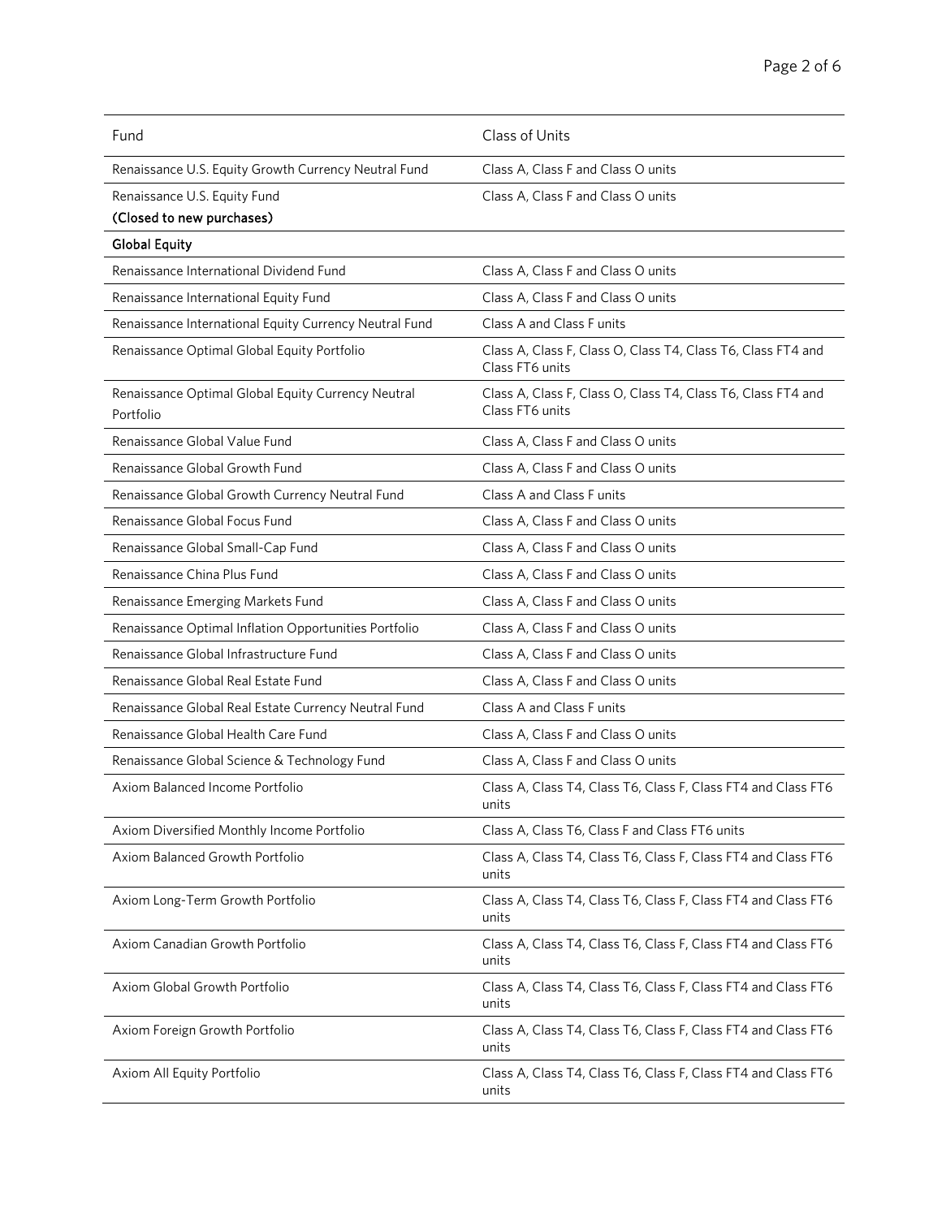| Fund | Class of Units |
| --- | --- |
| Renaissance U.S. Equity Growth Currency Neutral Fund | Class A, Class F and Class O units |
| Renaissance U.S. Equity Fund **(Closed to new purchases)** | Class A, Class F and Class O units |
| **Global Equity** | |
| Renaissance International Dividend Fund | Class A, Class F and Class O units |
| Renaissance International Equity Fund | Class A, Class F and Class O units |
| Renaissance International Equity Currency Neutral Fund | Class A and Class F units |
| Renaissance Optimal Global Equity Portfolio | Class A, Class F, Class O, Class T4, Class T6, Class FT4 and Class FT6 units |
| Renaissance Optimal Global Equity Currency Neutral Portfolio | Class A, Class F, Class O, Class T4, Class T6, Class FT4 and Class FT6 units |
| Renaissance Global Value Fund | Class A, Class F and Class O units |
| Renaissance Global Growth Fund | Class A, Class F and Class O units |
| Renaissance Global Growth Currency Neutral Fund | Class A and Class F units |
| Renaissance Global Focus Fund | Class A, Class F and Class O units |
| Renaissance Global Small-Cap Fund | Class A, Class F and Class O units |
| Renaissance China Plus Fund | Class A, Class F and Class O units |
| Renaissance Emerging Markets Fund | Class A, Class F and Class O units |
| Renaissance Optimal Inflation Opportunities Portfolio | Class A, Class F and Class O units |
| Renaissance Global Infrastructure Fund | Class A, Class F and Class O units |
| Renaissance Global Real Estate Fund | Class A, Class F and Class O units |
| Renaissance Global Real Estate Currency Neutral Fund | Class A and Class F units |
| Renaissance Global Health Care Fund | Class A, Class F and Class O units |
| Renaissance Global Science & Technology Fund | Class A, Class F and Class O units |
| Axiom Balanced Income Portfolio | Class A, Class T4, Class T6, Class F, Class FT4 and Class FT6 units |
| Axiom Diversified Monthly Income Portfolio | Class A, Class T6, Class F and Class FT6 units |
| Axiom Balanced Growth Portfolio | Class A, Class T4, Class T6, Class F, Class FT4 and Class FT6 units |
| Axiom Long-Term Growth Portfolio | Class A, Class T4, Class T6, Class F, Class FT4 and Class FT6 units |
| Axiom Canadian Growth Portfolio | Class A, Class T4, Class T6, Class F, Class FT4 and Class FT6 units |
| Axiom Global Growth Portfolio | Class A, Class T4, Class T6, Class F, Class FT4 and Class FT6 units |
| Axiom Foreign Growth Portfolio | Class A, Class T4, Class T6, Class F, Class FT4 and Class FT6 units |
| Axiom All Equity Portfolio | Class A, Class T4, Class T6, Class F, Class FT4 and Class FT6 units |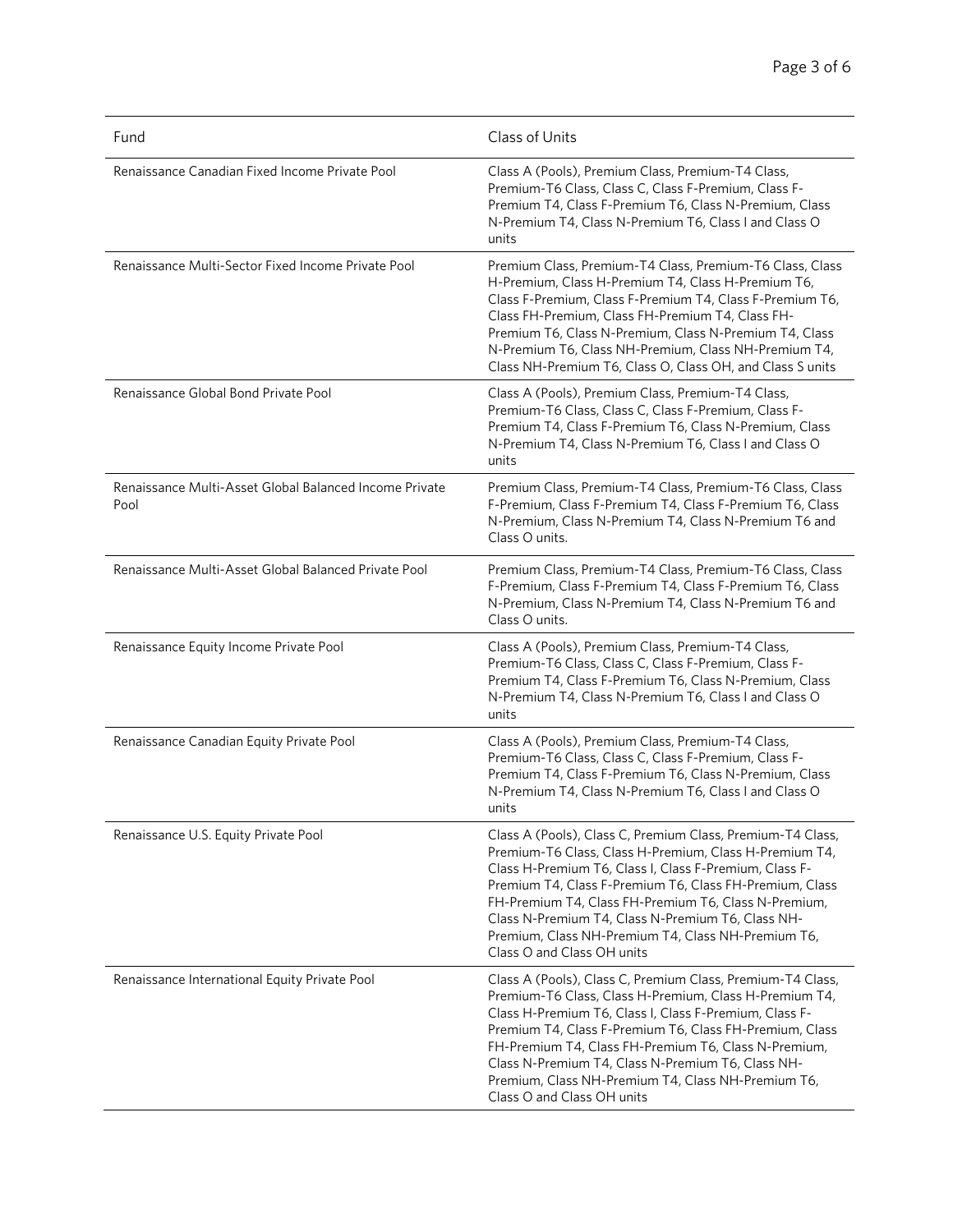| Fund | Class of Units |
|---|---|
| Renaissance Canadian Fixed Income Private Pool | Class A (Pools), Premium Class, Premium-T4 Class, Premium-T6 Class, Class C, Class F-Premium, Class F-Premium T4, Class F-Premium T6, Class N-Premium, Class N-Premium T4, Class N-Premium T6, Class I and Class O units |
| Renaissance Multi-Sector Fixed Income Private Pool | Premium Class, Premium-T4 Class, Premium-T6 Class, Class H-Premium, Class H-Premium T4, Class H-Premium T6, Class F-Premium, Class F-Premium T4, Class F-Premium T6, Class FH-Premium, Class FH-Premium T4, Class FH-Premium T6, Class N-Premium, Class N-Premium T4, Class N-Premium T6, Class NH-Premium, Class NH-Premium T4, Class NH-Premium T6, Class O, Class OH, and Class S units |
| Renaissance Global Bond Private Pool | Class A (Pools), Premium Class, Premium-T4 Class, Premium-T6 Class, Class C, Class F-Premium, Class F-Premium T4, Class F-Premium T6, Class N-Premium, Class N-Premium T4, Class N-Premium T6, Class I and Class O units |
| Renaissance Multi-Asset Global Balanced Income Private Pool | Premium Class, Premium-T4 Class, Premium-T6 Class, Class F-Premium, Class F-Premium T4, Class F-Premium T6, Class N-Premium, Class N-Premium T4, Class N-Premium T6 and Class O units. |
| Renaissance Multi-Asset Global Balanced Private Pool | Premium Class, Premium-T4 Class, Premium-T6 Class, Class F-Premium, Class F-Premium T4, Class F-Premium T6, Class N-Premium, Class N-Premium T4, Class N-Premium T6 and Class O units. |
| Renaissance Equity Income Private Pool | Class A (Pools), Premium Class, Premium-T4 Class, Premium-T6 Class, Class C, Class F-Premium, Class F-Premium T4, Class F-Premium T6, Class N-Premium, Class N-Premium T4, Class N-Premium T6, Class I and Class O units |
| Renaissance Canadian Equity Private Pool | Class A (Pools), Premium Class, Premium-T4 Class, Premium-T6 Class, Class C, Class F-Premium, Class F-Premium T4, Class F-Premium T6, Class N-Premium, Class N-Premium T4, Class N-Premium T6, Class I and Class O units |
| Renaissance U.S. Equity Private Pool | Class A (Pools), Class C, Premium Class, Premium-T4 Class, Premium-T6 Class, Class H-Premium, Class H-Premium T4, Class H-Premium T6, Class I, Class F-Premium, Class F-Premium T4, Class F-Premium T6, Class FH-Premium, Class FH-Premium T4, Class FH-Premium T6, Class N-Premium, Class N-Premium T4, Class N-Premium T6, Class NH-Premium, Class NH-Premium T4, Class NH-Premium T6, Class O and Class OH units |
| Renaissance International Equity Private Pool | Class A (Pools), Class C, Premium Class, Premium-T4 Class, Premium-T6 Class, Class H-Premium, Class H-Premium T4, Class H-Premium T6, Class I, Class F-Premium, Class F-Premium T4, Class F-Premium T6, Class FH-Premium, Class FH-Premium T4, Class FH-Premium T6, Class N-Premium, Class N-Premium T4, Class N-Premium T6, Class NH-Premium, Class NH-Premium T4, Class NH-Premium T6, Class O and Class OH units |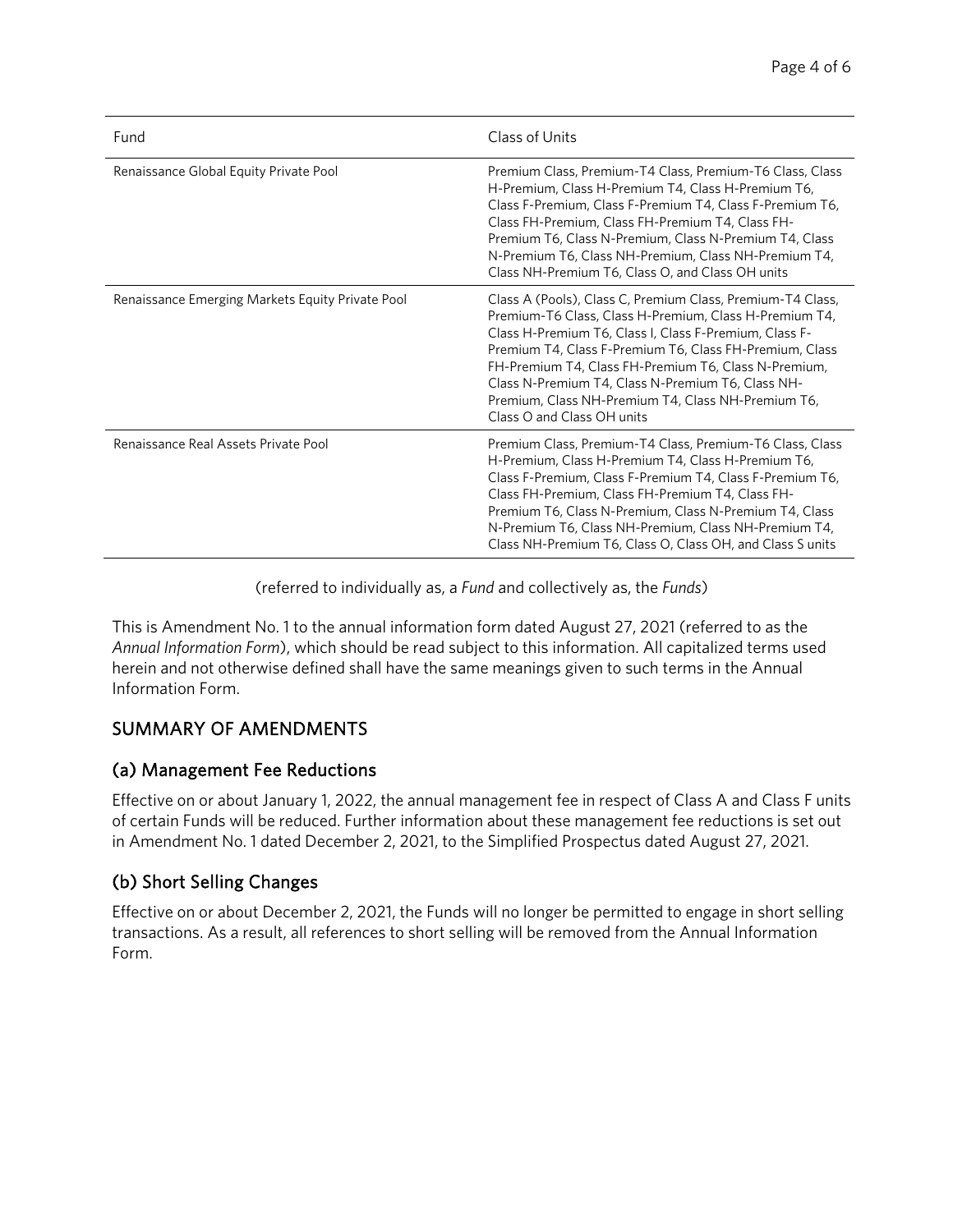| Fund | Class of Units |
| --- | --- |
| Renaissance Global Equity Private Pool | Premium Class, Premium-T4 Class, Premium-T6 Class, Class H-Premium, Class H-Premium T4, Class H-Premium T6, Class F-Premium, Class F-Premium T4, Class F-Premium T6, Class FH-Premium, Class FH-Premium T4, Class FH-Premium T6, Class N-Premium, Class N-Premium T4, Class N-Premium T6, Class NH-Premium, Class NH-Premium T4, Class NH-Premium T6, Class O, and Class OH units |
| Renaissance Emerging Markets Equity Private Pool | Class A (Pools), Class C, Premium Class, Premium-T4 Class, Premium-T6 Class, Class H-Premium, Class H-Premium T4, Class H-Premium T6, Class I, Class F-Premium, Class F-Premium T4, Class F-Premium T6, Class FH-Premium, Class FH-Premium T4, Class FH-Premium T6, Class N-Premium, Class N-Premium T4, Class N-Premium T6, Class NH-Premium, Class NH-Premium T4, Class NH-Premium T6, Class O and Class OH units |
| Renaissance Real Assets Private Pool | Premium Class, Premium-T4 Class, Premium-T6 Class, Class H-Premium, Class H-Premium T4, Class H-Premium T6, Class F-Premium, Class F-Premium T4, Class F-Premium T6, Class FH-Premium, Class FH-Premium T4, Class FH-Premium T6, Class N-Premium, Class N-Premium T4, Class N-Premium T6, Class NH-Premium, Class NH-Premium T4, Class NH-Premium T6, Class O, Class OH, and Class S units |

(referred to individually as, a *Fund* and collectively as, the *Funds*)

This is Amendment No. 1 to the annual information form dated August 27, 2021 (referred to as the *Annual Information Form*), which should be read subject to this information. All capitalized terms used herein and not otherwise defined shall have the same meanings given to such terms in the Annual Information Form.

## SUMMARY OF AMENDMENTS

### (a) Management Fee Reductions

Effective on or about January 1, 2022, the annual management fee in respect of Class A and Class F units of certain Funds will be reduced. Further information about these management fee reductions is set out in Amendment No. 1 dated December 2, 2021, to the Simplified Prospectus dated August 27, 2021.

### (b) Short Selling Changes

Effective on or about December 2, 2021, the Funds will no longer be permitted to engage in short selling transactions. As a result, all references to short selling will be removed from the Annual Information Form.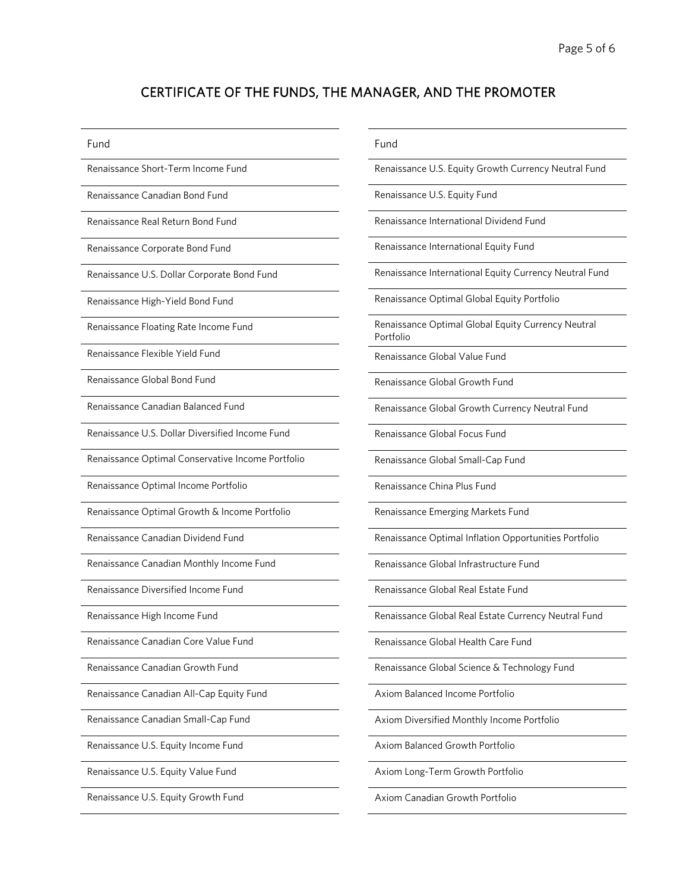## CERTIFICATE OF THE FUNDS, THE MANAGER, AND THE PROMOTER

| Fund |
| --- |
| Renaissance Short-Term Income Fund |
| Renaissance Canadian Bond Fund |
| Renaissance Real Return Bond Fund |
| Renaissance Corporate Bond Fund |
| Renaissance U.S. Dollar Corporate Bond Fund |
| Renaissance High-Yield Bond Fund |
| Renaissance Floating Rate Income Fund |
| Renaissance Flexible Yield Fund |
| Renaissance Global Bond Fund |
| Renaissance Canadian Balanced Fund |
| Renaissance U.S. Dollar Diversified Income Fund |
| Renaissance Optimal Conservative Income Portfolio |
| Renaissance Optimal Income Portfolio |
| Renaissance Optimal Growth & Income Portfolio |
| Renaissance Canadian Dividend Fund |
| Renaissance Canadian Monthly Income Fund |
| Renaissance Diversified Income Fund |
| Renaissance High Income Fund |
| Renaissance Canadian Core Value Fund |
| Renaissance Canadian Growth Fund |
| Renaissance Canadian All-Cap Equity Fund |
| Renaissance Canadian Small-Cap Fund |
| Renaissance U.S. Equity Income Fund |
| Renaissance U.S. Equity Value Fund |
| Renaissance U.S. Equity Growth Fund |

| Fund |
| --- |
| Renaissance U.S. Equity Growth Currency Neutral Fund |
| Renaissance U.S. Equity Fund |
| Renaissance International Dividend Fund |
| Renaissance International Equity Fund |
| Renaissance International Equity Currency Neutral Fund |
| Renaissance Optimal Global Equity Portfolio |
| Renaissance Optimal Global Equity Currency Neutral Portfolio |
| Renaissance Global Value Fund |
| Renaissance Global Growth Fund |
| Renaissance Global Growth Currency Neutral Fund |
| Renaissance Global Focus Fund |
| Renaissance Global Small-Cap Fund |
| Renaissance China Plus Fund |
| Renaissance Emerging Markets Fund |
| Renaissance Optimal Inflation Opportunities Portfolio |
| Renaissance Global Infrastructure Fund |
| Renaissance Global Real Estate Fund |
| Renaissance Global Real Estate Currency Neutral Fund |
| Renaissance Global Health Care Fund |
| Renaissance Global Science & Technology Fund |
| Axiom Balanced Income Portfolio |
| Axiom Diversified Monthly Income Portfolio |
| Axiom Balanced Growth Portfolio |
| Axiom Long-Term Growth Portfolio |
| Axiom Canadian Growth Portfolio |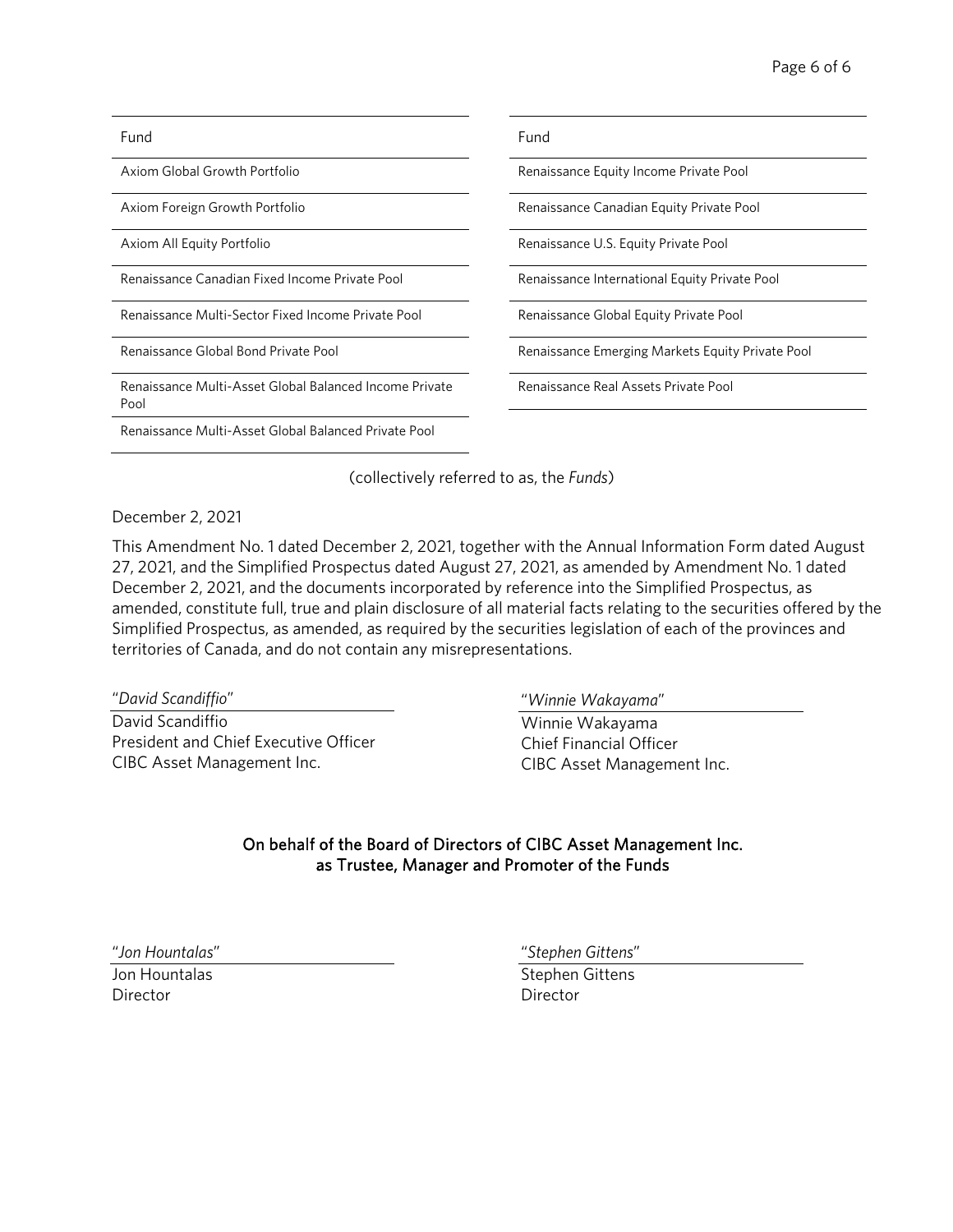| Fund |
| --- |
| Axiom Global Growth Portfolio |
| Axiom Foreign Growth Portfolio |
| Axiom All Equity Portfolio |
| Renaissance Canadian Fixed Income Private Pool |
| Renaissance Multi-Sector Fixed Income Private Pool |
| Renaissance Global Bond Private Pool |
| Renaissance Multi-Asset Global Balanced Income Private Pool |
| Renaissance Multi-Asset Global Balanced Private Pool |

| Fund |
| --- |
| Renaissance Equity Income Private Pool |
| Renaissance Canadian Equity Private Pool |
| Renaissance U.S. Equity Private Pool |
| Renaissance International Equity Private Pool |
| Renaissance Global Equity Private Pool |
| Renaissance Emerging Markets Equity Private Pool |
| Renaissance Real Assets Private Pool |

(collectively referred to as, the *Funds*)

December 2, 2021

This Amendment No. 1 dated December 2, 2021, together with the Annual Information Form dated August 27, 2021, and the Simplified Prospectus dated August 27, 2021, as amended by Amendment No. 1 dated December 2, 2021, and the documents incorporated by reference into the Simplified Prospectus, as amended, constitute full, true and plain disclosure of all material facts relating to the securities offered by the Simplified Prospectus, as amended, as required by the securities legislation of each of the provinces and territories of Canada, and do not contain any misrepresentations.

"*David Scandiffio*"
David Scandiffio
President and Chief Executive Officer
CIBC Asset Management Inc.

"*Winnie Wakayama*"
Winnie Wakayama
Chief Financial Officer
CIBC Asset Management Inc.

**On behalf of the Board of Directors of CIBC Asset Management Inc.
as Trustee, Manager and Promoter of the Funds**

"*Jon Hountalas*"
Jon Hountalas
Director

"*Stephen Gittens*"
Stephen Gittens
Director